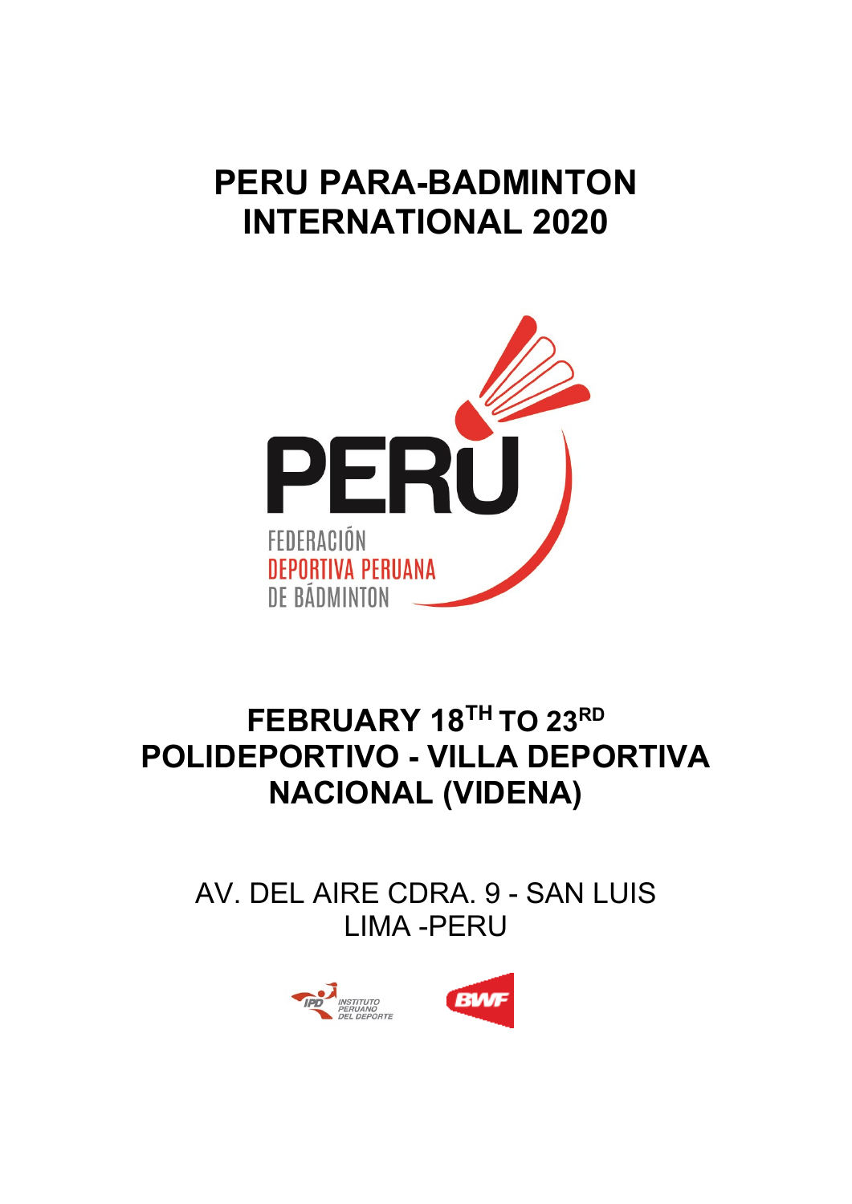# PERU PARA-BADMINTON INTERNATIONAL 2020

PERÚ

FEDERACIÓN
DEPORTIVA PERUANA
DE BÁDMINTON

## FEBRUARY 18TH TO 23RD
## POLIDEPORTIVO - VILLA DEPORTIVA NACIONAL (VIDENA)

AV. DEL AIRE CDRA. 9 - SAN LUIS
LIMA -PERU

IPD INSTITUTO PERUANO DEL DEPORTE

BWF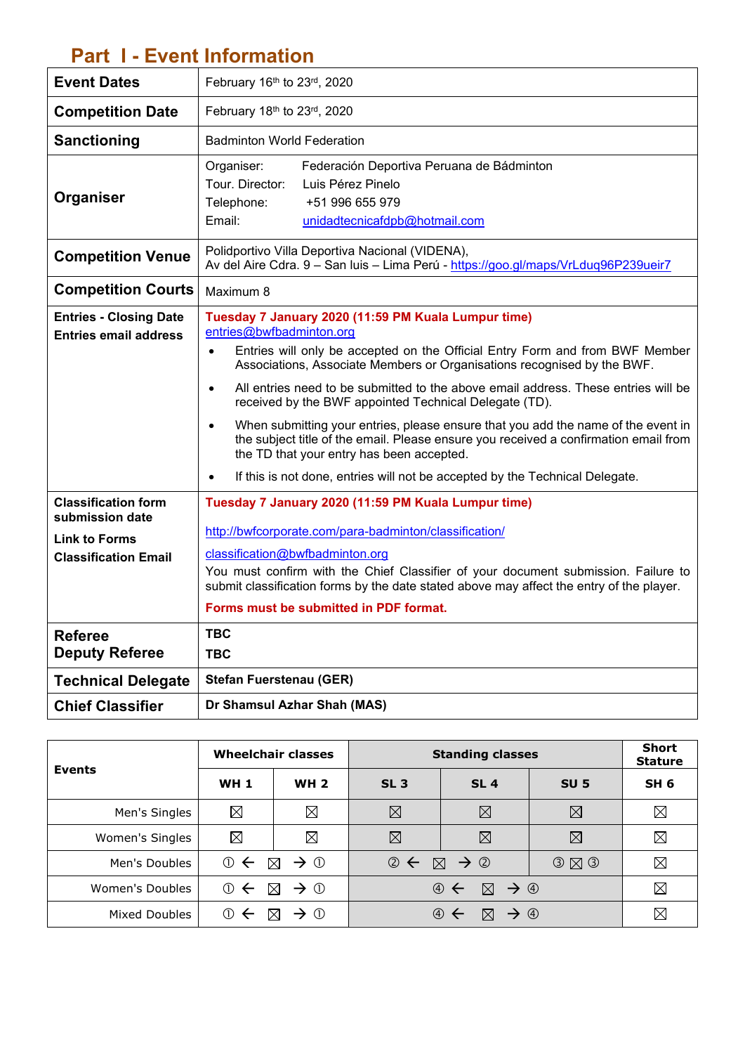## Part I - Event Information

| | |
|---|---|
| **Event Dates** | February 16th to 23rd, 2020 |
| **Competition Date** | February 18th to 23rd, 2020 |
| **Sanctioning** | Badminton World Federation |
| **Organiser** | Organiser: Federación Deportiva Peruana de Bádminton<br>Tour. Director: Luis Pérez Pinelo<br>Telephone: +51 996 655 979<br>Email: unidadtecnicafdpb@hotmail.com |
| **Competition Venue** | Polidportivo Villa Deportiva Nacional (VIDENA),<br>Av del Aire Cdra. 9 – San luis – Lima Perú - https://goo.gl/maps/VrLduq96P239ueir7 |
| **Competition Courts** | Maximum 8 |
| **Entries - Closing Date**<br>**Entries email address** | **Tuesday 7 January 2020 (11:59 PM Kuala Lumpur time)**<br>entries@bwfbadminton.org<br>• Entries will only be accepted on the Official Entry Form and from BWF Member Associations, Associate Members or Organisations recognised by the BWF.<br>• All entries need to be submitted to the above email address. These entries will be received by the BWF appointed Technical Delegate (TD).<br>• When submitting your entries, please ensure that you add the name of the event in the subject title of the email. Please ensure you received a confirmation email from the TD that your entry has been accepted.<br>• If this is not done, entries will not be accepted by the Technical Delegate. |
| **Classification form submission date**<br>**Link to Forms**<br>**Classification Email** | **Tuesday 7 January 2020 (11:59 PM Kuala Lumpur time)**<br>http://bwfcorporate.com/para-badminton/classification/<br>classification@bwfbadminton.org<br>You must confirm with the Chief Classifier of your document submission. Failure to submit classification forms by the date stated above may affect the entry of the player.<br>**Forms must be submitted in PDF format.** |
| **Referee**<br>**Deputy Referee** | **TBC**<br>**TBC** |
| **Technical Delegate** | **Stefan Fuerstenau (GER)** |
| **Chief Classifier** | **Dr Shamsul Azhar Shah (MAS)** |

| Events | Wheelchair classes | | Standing classes | | | Short Stature |
|---|---|---|---|---|---|---|
| | **WH 1** | **WH 2** | **SL 3** | **SL 4** | **SU 5** | **SH 6** |
| Men's Singles | ☒ | ☒ | ☒ | ☒ | ☒ | ☒ |
| Women's Singles | ☒ | ☒ | ☒ | ☒ | ☒ | ☒ |
| Men's Doubles | ① ← ☒ → ① | | ② ← ☒ → ② | | ③ ☒ ③ | ☒ |
| Women's Doubles | ① ← ☒ → ① | | ④ ← ☒ → ④ | | | ☒ |
| Mixed Doubles | ① ← ☒ → ① | | ④ ← ☒ → ④ | | | ☒ |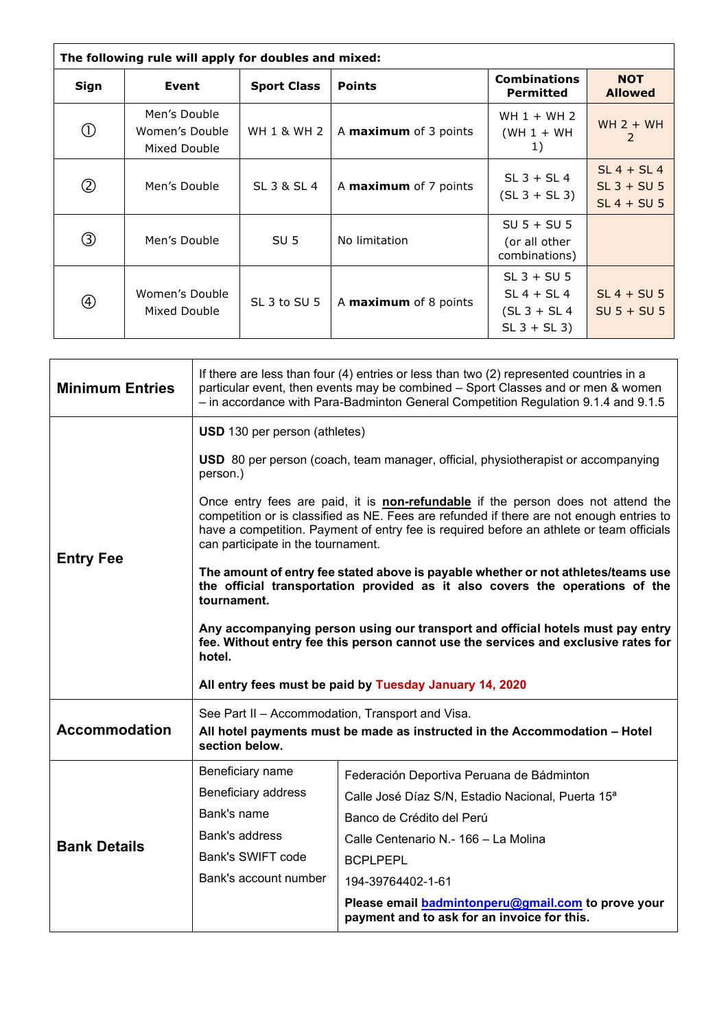| The following rule will apply for doubles and mixed: | | | | | |
|---|---|---|---|---|---|
| **Sign** | **Event** | **Sport Class** | **Points** | **Combinations Permitted** | **NOT Allowed** |
| ① | Men's Double<br>Women's Double<br>Mixed Double | WH 1 & WH 2 | A **maximum** of 3 points | WH 1 + WH 2<br>(WH 1 + WH 1) | WH 2 + WH 2 |
| ② | Men's Double | SL 3 & SL 4 | A **maximum** of 7 points | SL 3 + SL 4<br>(SL 3 + SL 3) | SL 4 + SL 4<br>SL 3 + SU 5<br>SL 4 + SU 5 |
| ③ | Men's Double | SU 5 | No limitation | SU 5 + SU 5<br>(or all other combinations) | |
| ④ | Women's Double<br>Mixed Double | SL 3 to SU 5 | A **maximum** of 8 points | SL 3 + SU 5<br>SL 4 + SL 4<br>(SL 3 + SL 4<br>SL 3 + SL 3) | SL 4 + SU 5<br>SU 5 + SU 5 |

| | | |
|---|---|---|
| **Minimum Entries** | If there are less than four (4) entries or less than two (2) represented countries in a particular event, then events may be combined – Sport Classes and or men & women – in accordance with Para-Badminton General Competition Regulation 9.1.4 and 9.1.5 | |
| **Entry Fee** | **USD** 130 per person (athletes)<br><br>**USD** 80 per person (coach, team manager, official, physiotherapist or accompanying person.)<br><br>Once entry fees are paid, it is **non-refundable** if the person does not attend the competition or is classified as NE. Fees are refunded if there are not enough entries to have a competition. Payment of entry fee is required before an athlete or team officials can participate in the tournament.<br><br>**The amount of entry fee stated above is payable whether or not athletes/teams use the official transportation provided as it also covers the operations of the tournament.**<br><br>**Any accompanying person using our transport and official hotels must pay entry fee. Without entry fee this person cannot use the services and exclusive rates for hotel.**<br><br>**All entry fees must be paid by Tuesday January 14, 2020** | |
| **Accommodation** | See Part II – Accommodation, Transport and Visa.<br>**All hotel payments must be made as instructed in the Accommodation – Hotel section below.** | |
| **Bank Details** | Beneficiary name | Federación Deportiva Peruana de Bádminton |
| | Beneficiary address | Calle José Díaz S/N, Estadio Nacional, Puerta 15ª |
| | Bank's name | Banco de Crédito del Perú |
| | Bank's address | Calle Centenario N.- 166 – La Molina |
| | Bank's SWIFT code | BCPLPEPL |
| | Bank's account number | 194-39764402-1-61 |
| | | **Please email badmintonperu@gmail.com to prove your payment and to ask for an invoice for this.** |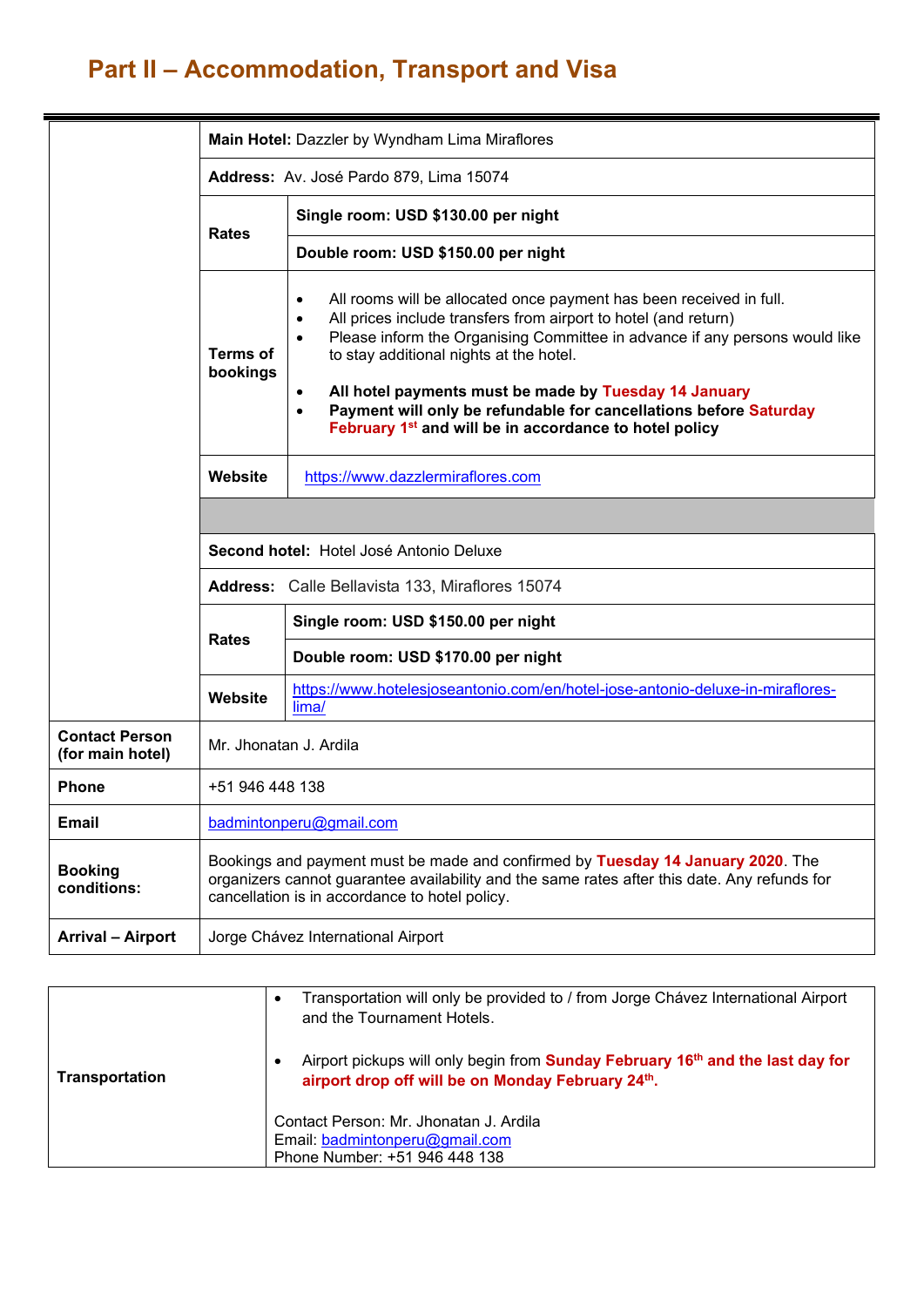# Part II – Accommodation, Transport and Visa

| | | |
|---|---|---|
| | **Main Hotel:** Dazzler by Wyndham Lima Miraflores | |
| | **Address:** Av. José Pardo 879, Lima 15074 | |
| | **Rates** | **Single room: USD $130.00 per night** |
| | | **Double room: USD $150.00 per night** |
| | **Terms of bookings** | • All rooms will be allocated once payment has been received in full.<br>• All prices include transfers from airport to hotel (and return)<br>• Please inform the Organising Committee in advance if any persons would like to stay additional nights at the hotel.<br>• **All hotel payments must be made by Tuesday 14 January**<br>• **Payment will only be refundable for cancellations before Saturday February 1st and will be in accordance to hotel policy** |
| | **Website** | https://www.dazzlermiraflores.com |
| | | |
| | **Second hotel:** Hotel José Antonio Deluxe | |
| | **Address:** Calle Bellavista 133, Miraflores 15074 | |
| | **Rates** | **Single room: USD $150.00 per night** |
| | | **Double room: USD $170.00 per night** |
| | **Website** | https://www.hotelesjoseantonio.com/en/hotel-jose-antonio-deluxe-in-miraflores-lima/ |
| **Contact Person (for main hotel)** | Mr. Jhonatan J. Ardila | |
| **Phone** | +51 946 448 138 | |
| **Email** | badmintonperu@gmail.com | |
| **Booking conditions:** | Bookings and payment must be made and confirmed by **Tuesday 14 January 2020**. The organizers cannot guarantee availability and the same rates after this date. Any refunds for cancellation is in accordance to hotel policy. | |
| **Arrival – Airport** | Jorge Chávez International Airport | |

| | |
|---|---|
| **Transportation** | • Transportation will only be provided to / from Jorge Chávez International Airport and the Tournament Hotels.<br>• Airport pickups will only begin from **Sunday February 16th and the last day for airport drop off will be on Monday February 24th.**<br><br>Contact Person: Mr. Jhonatan J. Ardila<br>Email: badmintonperu@gmail.com<br>Phone Number: +51 946 448 138 |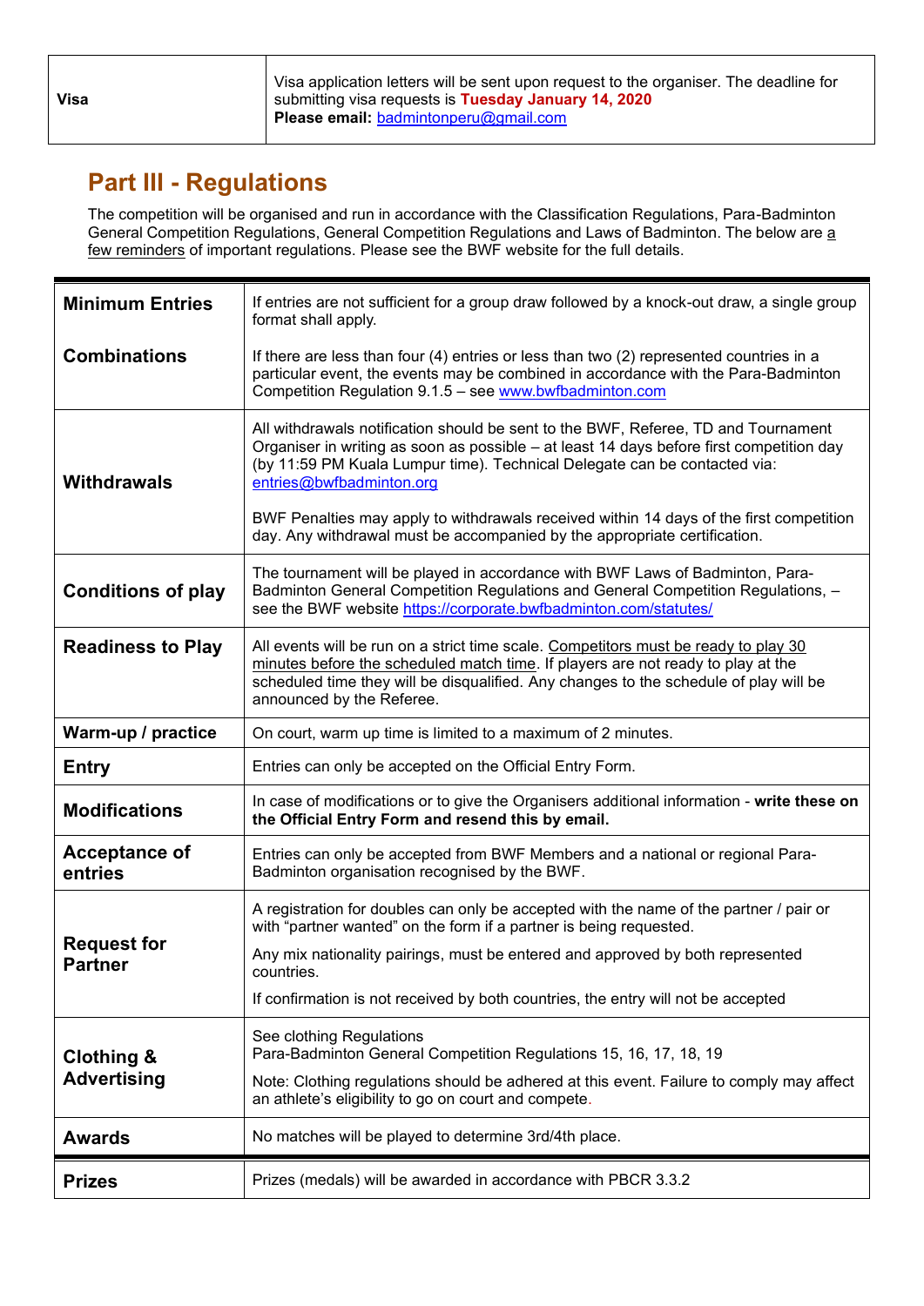| Visa | Visa application letters will be sent upon request to the organiser. The deadline for submitting visa requests is **Tuesday January 14, 2020**<br>**Please email:** badmintonperu@gmail.com |
|---|---|

## Part III - Regulations

The competition will be organised and run in accordance with the Classification Regulations, Para-Badminton General Competition Regulations, General Competition Regulations and Laws of Badminton. The below are a few reminders of important regulations. Please see the BWF website for the full details.

| | |
|---|---|
| **Minimum Entries** | If entries are not sufficient for a group draw followed by a knock-out draw, a single group format shall apply. |
| **Combinations** | If there are less than four (4) entries or less than two (2) represented countries in a particular event, the events may be combined in accordance with the Para-Badminton Competition Regulation 9.1.5 – see www.bwfbadminton.com |
| **Withdrawals** | All withdrawals notification should be sent to the BWF, Referee, TD and Tournament Organiser in writing as soon as possible – at least 14 days before first competition day (by 11:59 PM Kuala Lumpur time). Technical Delegate can be contacted via: entries@bwfbadminton.org<br><br>BWF Penalties may apply to withdrawals received within 14 days of the first competition day. Any withdrawal must be accompanied by the appropriate certification. |
| **Conditions of play** | The tournament will be played in accordance with BWF Laws of Badminton, Para-Badminton General Competition Regulations and General Competition Regulations, – see the BWF website https://corporate.bwfbadminton.com/statutes/ |
| **Readiness to Play** | All events will be run on a strict time scale. Competitors must be ready to play 30 minutes before the scheduled match time. If players are not ready to play at the scheduled time they will be disqualified. Any changes to the schedule of play will be announced by the Referee. |
| **Warm-up / practice** | On court, warm up time is limited to a maximum of 2 minutes. |
| **Entry** | Entries can only be accepted on the Official Entry Form. |
| **Modifications** | In case of modifications or to give the Organisers additional information - **write these on the Official Entry Form and resend this by email.** |
| **Acceptance of entries** | Entries can only be accepted from BWF Members and a national or regional Para-Badminton organisation recognised by the BWF. |
| **Request for Partner** | A registration for doubles can only be accepted with the name of the partner / pair or with "partner wanted" on the form if a partner is being requested.<br><br>Any mix nationality pairings, must be entered and approved by both represented countries.<br><br>If confirmation is not received by both countries, the entry will not be accepted |
| **Clothing & Advertising** | See clothing Regulations<br>Para-Badminton General Competition Regulations 15, 16, 17, 18, 19<br><br>Note: Clothing regulations should be adhered at this event. Failure to comply may affect an athlete's eligibility to go on court and compete. |
| **Awards** | No matches will be played to determine 3rd/4th place. |
| **Prizes** | Prizes (medals) will be awarded in accordance with PBCR 3.3.2 |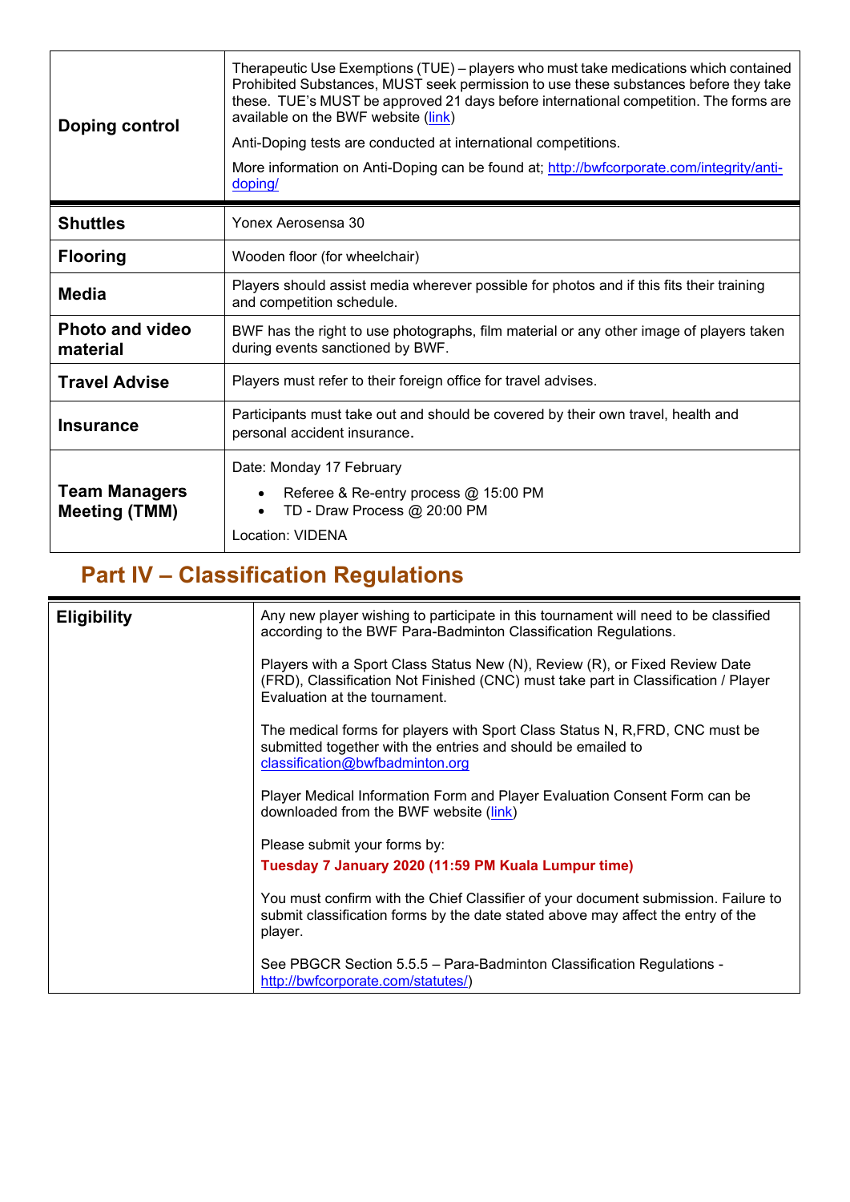| | |
|---|---|
| **Doping control** | Therapeutic Use Exemptions (TUE) – players who must take medications which contained Prohibited Substances, MUST seek permission to use these substances before they take these. TUE's MUST be approved 21 days before international competition. The forms are available on the BWF website ([link](link))<br><br>Anti-Doping tests are conducted at international competitions.<br><br>More information on Anti-Doping can be found at; [http://bwfcorporate.com/integrity/anti-doping/](http://bwfcorporate.com/integrity/anti-doping/) |
| **Shuttles** | Yonex Aerosensa 30 |
| **Flooring** | Wooden floor (for wheelchair) |
| **Media** | Players should assist media wherever possible for photos and if this fits their training and competition schedule. |
| **Photo and video material** | BWF has the right to use photographs, film material or any other image of players taken during events sanctioned by BWF. |
| **Travel Advise** | Players must refer to their foreign office for travel advises. |
| **Insurance** | Participants must take out and should be covered by their own travel, health and personal accident insurance. |
| **Team Managers Meeting (TMM)** | Date: Monday 17 February<br>• Referee & Re-entry process @ 15:00 PM<br>• TD - Draw Process @ 20:00 PM<br><br>Location: VIDENA |

## Part IV – Classification Regulations

| | |
|---|---|
| **Eligibility** | Any new player wishing to participate in this tournament will need to be classified according to the BWF Para-Badminton Classification Regulations.<br><br>Players with a Sport Class Status New (N), Review (R), or Fixed Review Date (FRD), Classification Not Finished (CNC) must take part in Classification / Player Evaluation at the tournament.<br><br>The medical forms for players with Sport Class Status N, R,FRD, CNC must be submitted together with the entries and should be emailed to classification@bwfbadminton.org<br><br>Player Medical Information Form and Player Evaluation Consent Form can be downloaded from the BWF website ([link](link))<br><br>Please submit your forms by:<br>**Tuesday 7 January 2020 (11:59 PM Kuala Lumpur time)**<br><br>You must confirm with the Chief Classifier of your document submission. Failure to submit classification forms by the date stated above may affect the entry of the player.<br><br>See PBGCR Section 5.5.5 – Para-Badminton Classification Regulations - [http://bwfcorporate.com/statutes/](http://bwfcorporate.com/statutes/)) |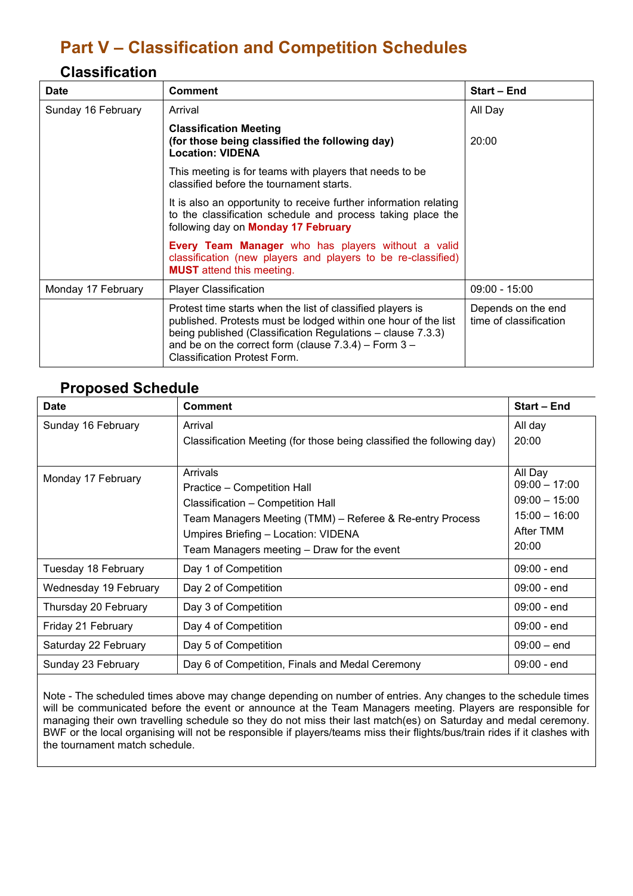# Part V – Classification and Competition Schedules

## Classification

| Date | Comment | Start – End |
|---|---|---|
| Sunday 16 February | Arrival | All Day |
| | **Classification Meeting (for those being classified the following day) Location: VIDENA** | 20:00 |
| | This meeting is for teams with players that needs to be classified before the tournament starts. | |
| | It is also an opportunity to receive further information relating to the classification schedule and process taking place the following day on **Monday 17 February** | |
| | **Every Team Manager** who has players without a valid classification (new players and players to be re-classified) **MUST** attend this meeting. | |
| Monday 17 February | Player Classification | 09:00 - 15:00 |
| | Protest time starts when the list of classified players is published. Protests must be lodged within one hour of the list being published (Classification Regulations – clause 7.3.3) and be on the correct form (clause 7.3.4) – Form 3 – Classification Protest Form. | Depends on the end time of classification |

## Proposed Schedule

| Date | Comment | Start – End |
|---|---|---|
| Sunday 16 February | Arrival<br>Classification Meeting (for those being classified the following day) | All day<br>20:00 |
| Monday 17 February | Arrivals<br>Practice – Competition Hall<br>Classification – Competition Hall<br>Team Managers Meeting (TMM) – Referee & Re-entry Process<br>Umpires Briefing – Location: VIDENA<br>Team Managers meeting – Draw for the event | All Day<br>09:00 – 17:00<br>09:00 – 15:00<br>15:00 – 16:00<br>After TMM<br>20:00 |
| Tuesday 18 February | Day 1 of Competition | 09:00 - end |
| Wednesday 19 February | Day 2 of Competition | 09:00 - end |
| Thursday 20 February | Day 3 of Competition | 09:00 - end |
| Friday 21 February | Day 4 of Competition | 09:00 - end |
| Saturday 22 February | Day 5 of Competition | 09:00 – end |
| Sunday 23 February | Day 6 of Competition, Finals and Medal Ceremony | 09:00 - end |

Note - The scheduled times above may change depending on number of entries. Any changes to the schedule times will be communicated before the event or announce at the Team Managers meeting. Players are responsible for managing their own travelling schedule so they do not miss their last match(es) on Saturday and medal ceremony. BWF or the local organising will not be responsible if players/teams miss their flights/bus/train rides if it clashes with the tournament match schedule.